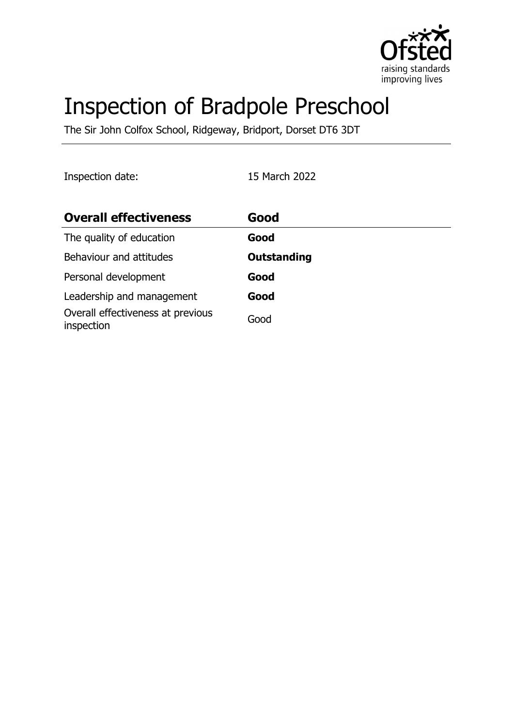# Inspection of Bradpole Preschool

The Sir John Colfox School, Ridgeway, Bridport, Dorset DT6 3DT

Inspection date: 15 March 2022

| **Overall effectiveness** | **Good** |
| --- | --- |
| The quality of education | **Good** |
| Behaviour and attitudes | **Outstanding** |
| Personal development | **Good** |
| Leadership and management | **Good** |
| Overall effectiveness at previous inspection | Good |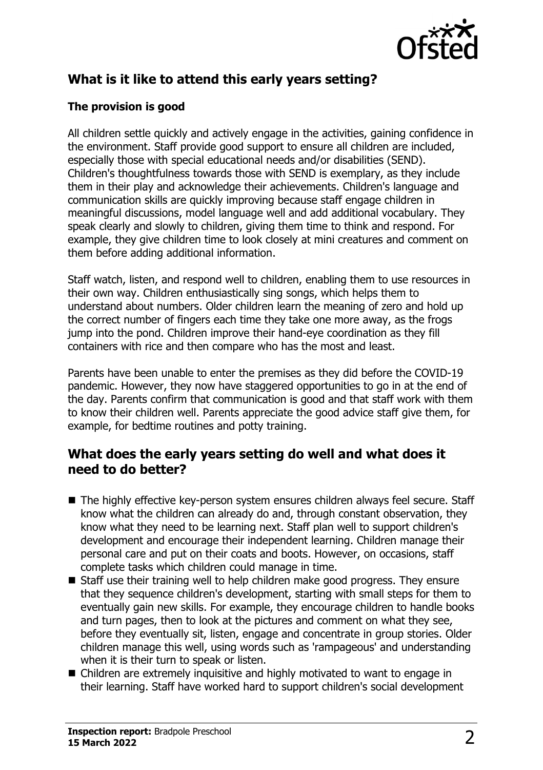## What is it like to attend this early years setting?

### The provision is good

All children settle quickly and actively engage in the activities, gaining confidence in the environment. Staff provide good support to ensure all children are included, especially those with special educational needs and/or disabilities (SEND). Children's thoughtfulness towards those with SEND is exemplary, as they include them in their play and acknowledge their achievements. Children's language and communication skills are quickly improving because staff engage children in meaningful discussions, model language well and add additional vocabulary. They speak clearly and slowly to children, giving them time to think and respond. For example, they give children time to look closely at mini creatures and comment on them before adding additional information.

Staff watch, listen, and respond well to children, enabling them to use resources in their own way. Children enthusiastically sing songs, which helps them to understand about numbers. Older children learn the meaning of zero and hold up the correct number of fingers each time they take one more away, as the frogs jump into the pond. Children improve their hand-eye coordination as they fill containers with rice and then compare who has the most and least.

Parents have been unable to enter the premises as they did before the COVID-19 pandemic. However, they now have staggered opportunities to go in at the end of the day. Parents confirm that communication is good and that staff work with them to know their children well. Parents appreciate the good advice staff give them, for example, for bedtime routines and potty training.

## What does the early years setting do well and what does it need to do better?

- The highly effective key-person system ensures children always feel secure. Staff know what the children can already do and, through constant observation, they know what they need to be learning next. Staff plan well to support children's development and encourage their independent learning. Children manage their personal care and put on their coats and boots. However, on occasions, staff complete tasks which children could manage in time.
- Staff use their training well to help children make good progress. They ensure that they sequence children's development, starting with small steps for them to eventually gain new skills. For example, they encourage children to handle books and turn pages, then to look at the pictures and comment on what they see, before they eventually sit, listen, engage and concentrate in group stories. Older children manage this well, using words such as 'rampageous' and understanding when it is their turn to speak or listen.
- Children are extremely inquisitive and highly motivated to want to engage in their learning. Staff have worked hard to support children's social development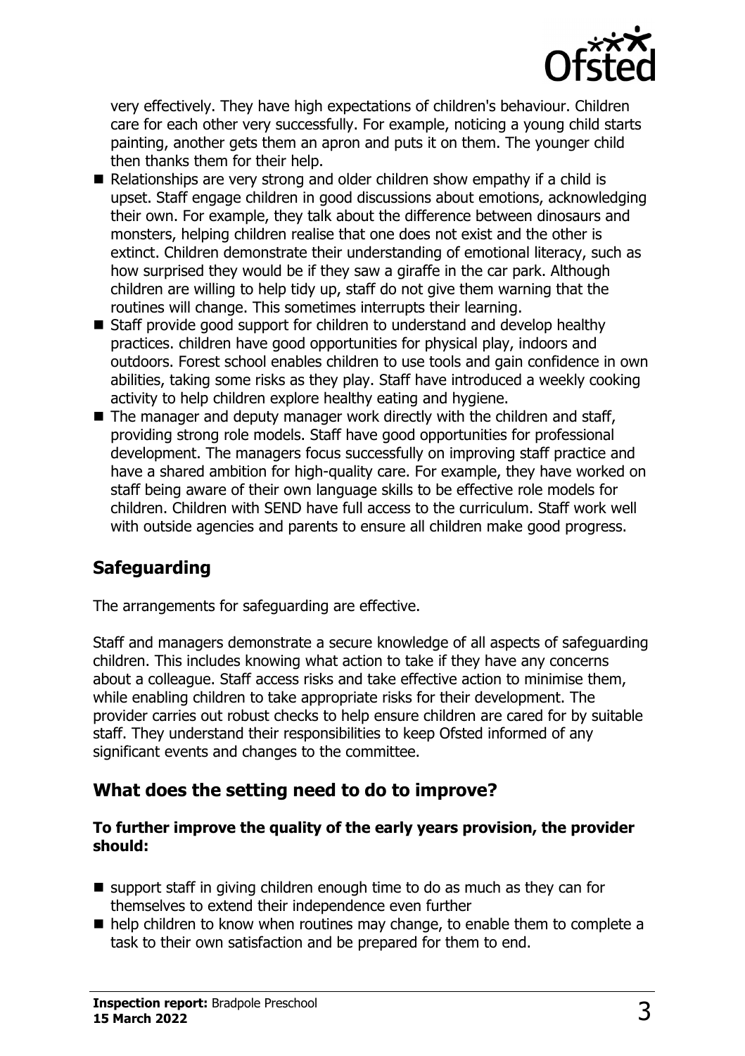very effectively. They have high expectations of children's behaviour. Children care for each other very successfully. For example, noticing a young child starts painting, another gets them an apron and puts it on them. The younger child then thanks them for their help.

- Relationships are very strong and older children show empathy if a child is upset. Staff engage children in good discussions about emotions, acknowledging their own. For example, they talk about the difference between dinosaurs and monsters, helping children realise that one does not exist and the other is extinct. Children demonstrate their understanding of emotional literacy, such as how surprised they would be if they saw a giraffe in the car park. Although children are willing to help tidy up, staff do not give them warning that the routines will change. This sometimes interrupts their learning.
- Staff provide good support for children to understand and develop healthy practices. children have good opportunities for physical play, indoors and outdoors. Forest school enables children to use tools and gain confidence in own abilities, taking some risks as they play. Staff have introduced a weekly cooking activity to help children explore healthy eating and hygiene.
- The manager and deputy manager work directly with the children and staff, providing strong role models. Staff have good opportunities for professional development. The managers focus successfully on improving staff practice and have a shared ambition for high-quality care. For example, they have worked on staff being aware of their own language skills to be effective role models for children. Children with SEND have full access to the curriculum. Staff work well with outside agencies and parents to ensure all children make good progress.

## Safeguarding

The arrangements for safeguarding are effective.

Staff and managers demonstrate a secure knowledge of all aspects of safeguarding children. This includes knowing what action to take if they have any concerns about a colleague. Staff access risks and take effective action to minimise them, while enabling children to take appropriate risks for their development. The provider carries out robust checks to help ensure children are cared for by suitable staff. They understand their responsibilities to keep Ofsted informed of any significant events and changes to the committee.

## What does the setting need to do to improve?

**To further improve the quality of the early years provision, the provider should:**

- support staff in giving children enough time to do as much as they can for themselves to extend their independence even further
- help children to know when routines may change, to enable them to complete a task to their own satisfaction and be prepared for them to end.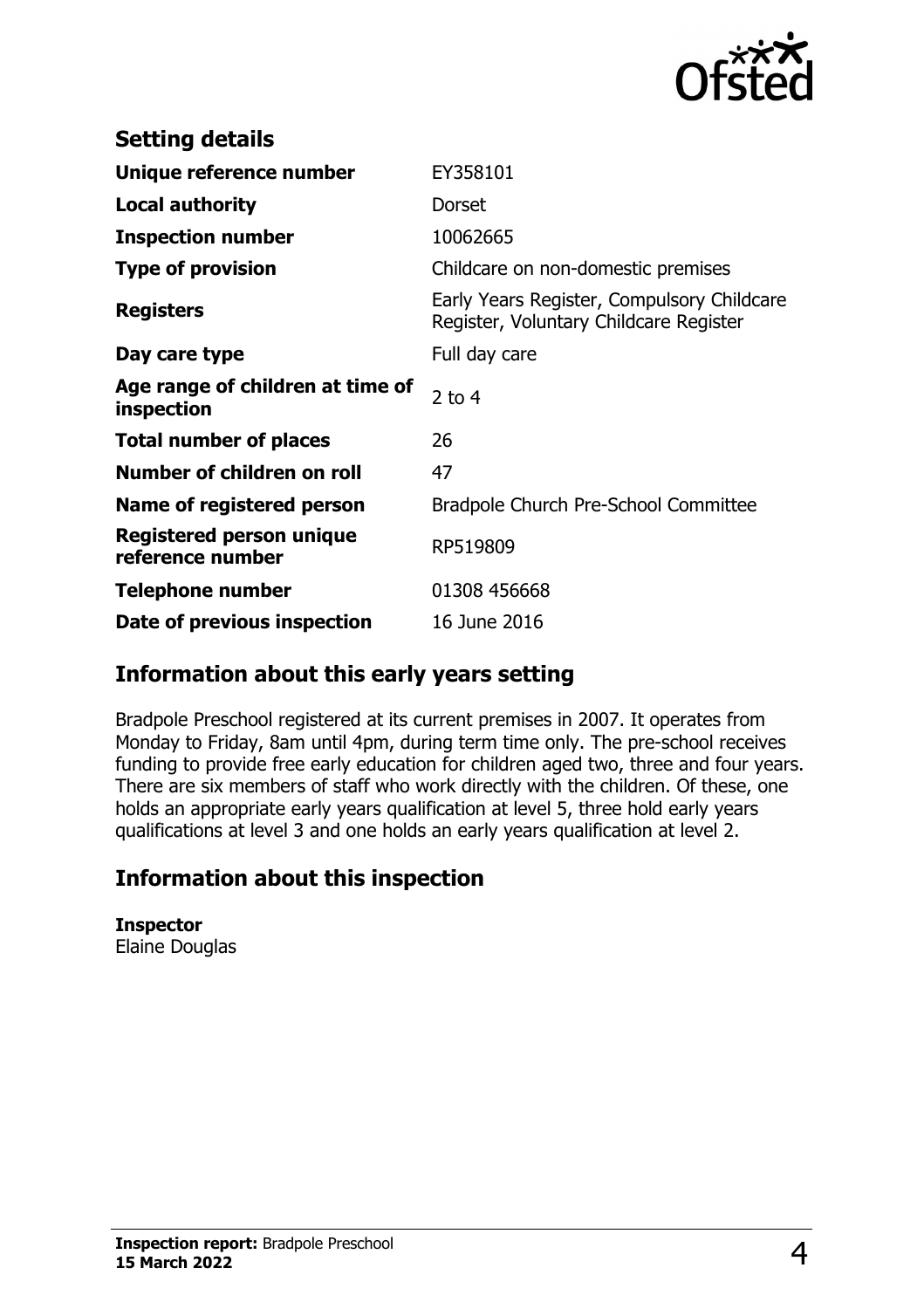## Setting details

| | |
|---|---|
| **Unique reference number** | EY358101 |
| **Local authority** | Dorset |
| **Inspection number** | 10062665 |
| **Type of provision** | Childcare on non-domestic premises |
| **Registers** | Early Years Register, Compulsory Childcare Register, Voluntary Childcare Register |
| **Day care type** | Full day care |
| **Age range of children at time of inspection** | 2 to 4 |
| **Total number of places** | 26 |
| **Number of children on roll** | 47 |
| **Name of registered person** | Bradpole Church Pre-School Committee |
| **Registered person unique reference number** | RP519809 |
| **Telephone number** | 01308 456668 |
| **Date of previous inspection** | 16 June 2016 |

## Information about this early years setting

Bradpole Preschool registered at its current premises in 2007. It operates from Monday to Friday, 8am until 4pm, during term time only. The pre-school receives funding to provide free early education for children aged two, three and four years. There are six members of staff who work directly with the children. Of these, one holds an appropriate early years qualification at level 5, three hold early years qualifications at level 3 and one holds an early years qualification at level 2.

## Information about this inspection

**Inspector**
Elaine Douglas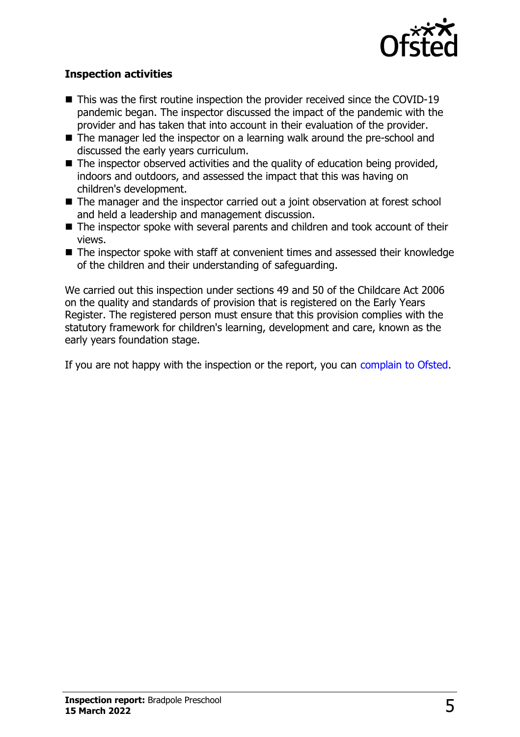### Inspection activities

- This was the first routine inspection the provider received since the COVID-19 pandemic began. The inspector discussed the impact of the pandemic with the provider and has taken that into account in their evaluation of the provider.
- The manager led the inspector on a learning walk around the pre-school and discussed the early years curriculum.
- The inspector observed activities and the quality of education being provided, indoors and outdoors, and assessed the impact that this was having on children's development.
- The manager and the inspector carried out a joint observation at forest school and held a leadership and management discussion.
- The inspector spoke with several parents and children and took account of their views.
- The inspector spoke with staff at convenient times and assessed their knowledge of the children and their understanding of safeguarding.

We carried out this inspection under sections 49 and 50 of the Childcare Act 2006 on the quality and standards of provision that is registered on the Early Years Register. The registered person must ensure that this provision complies with the statutory framework for children's learning, development and care, known as the early years foundation stage.

If you are not happy with the inspection or the report, you can complain to Ofsted.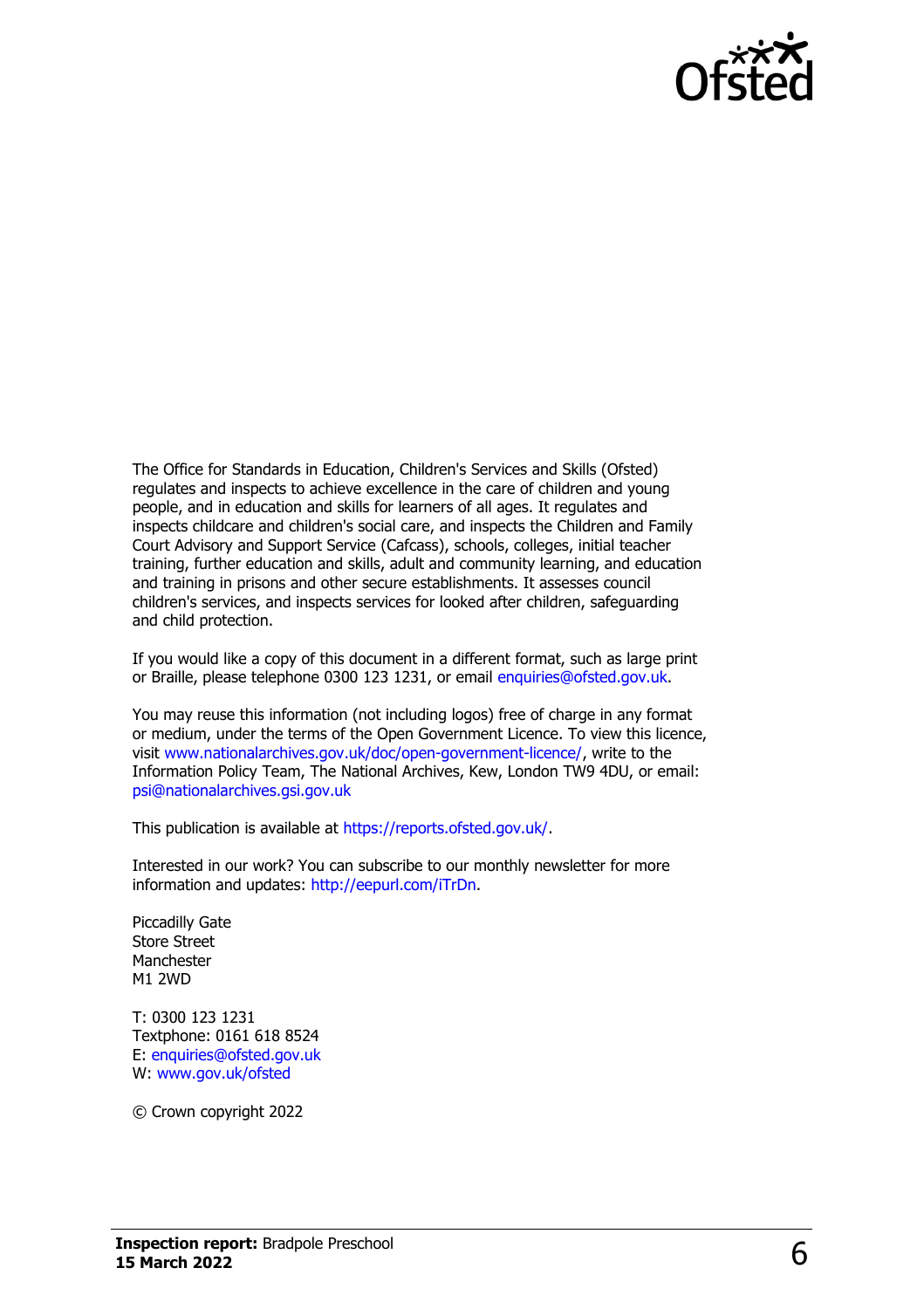The Office for Standards in Education, Children's Services and Skills (Ofsted) regulates and inspects to achieve excellence in the care of children and young people, and in education and skills for learners of all ages. It regulates and inspects childcare and children's social care, and inspects the Children and Family Court Advisory and Support Service (Cafcass), schools, colleges, initial teacher training, further education and skills, adult and community learning, and education and training in prisons and other secure establishments. It assesses council children's services, and inspects services for looked after children, safeguarding and child protection.

If you would like a copy of this document in a different format, such as large print or Braille, please telephone 0300 123 1231, or email enquiries@ofsted.gov.uk.

You may reuse this information (not including logos) free of charge in any format or medium, under the terms of the Open Government Licence. To view this licence, visit www.nationalarchives.gov.uk/doc/open-government-licence/, write to the Information Policy Team, The National Archives, Kew, London TW9 4DU, or email: psi@nationalarchives.gsi.gov.uk

This publication is available at https://reports.ofsted.gov.uk/.

Interested in our work? You can subscribe to our monthly newsletter for more information and updates: http://eepurl.com/iTrDn.

Piccadilly Gate
Store Street
Manchester
M1 2WD

T: 0300 123 1231
Textphone: 0161 618 8524
E: enquiries@ofsted.gov.uk
W: www.gov.uk/ofsted

© Crown copyright 2022